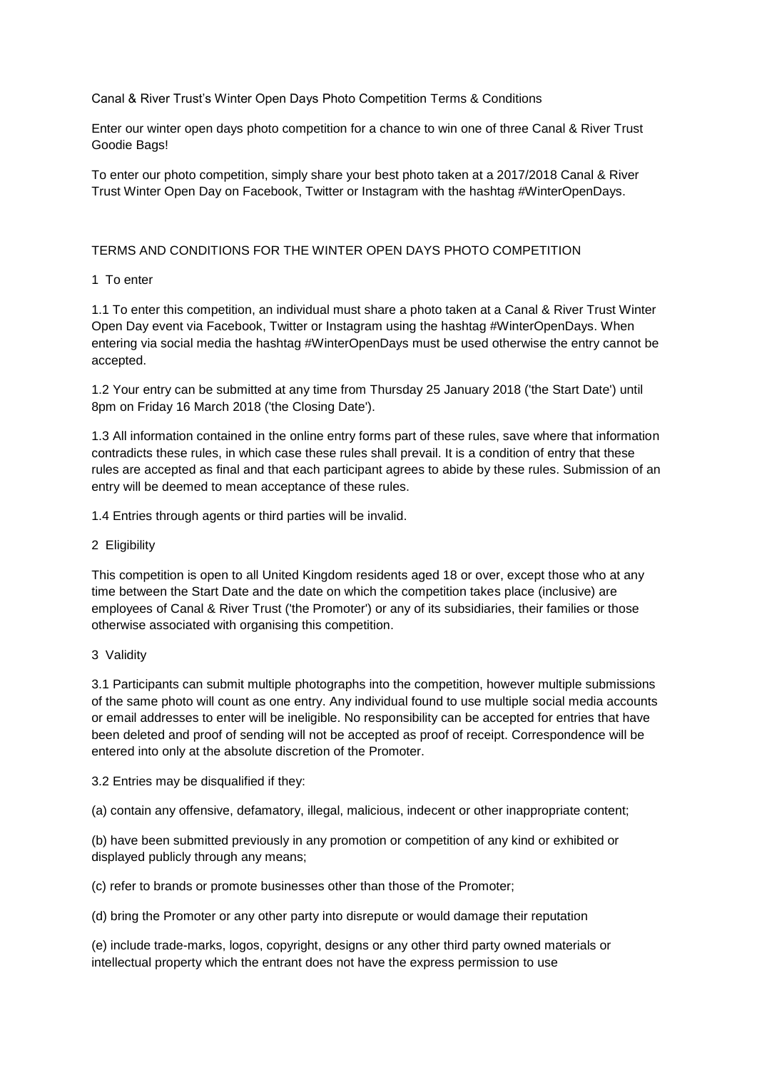Canal & River Trust's Winter Open Days Photo Competition Terms & Conditions

Enter our winter open days photo competition for a chance to win one of three Canal & River Trust Goodie Bags!

To enter our photo competition, simply share your best photo taken at a 2017/2018 Canal & River Trust Winter Open Day on Facebook, Twitter or Instagram with the hashtag #WinterOpenDays.

## TERMS AND CONDITIONS FOR THE WINTER OPEN DAYS PHOTO COMPETITION

### 1 To enter

1.1 To enter this competition, an individual must share a photo taken at a Canal & River Trust Winter Open Day event via Facebook, Twitter or Instagram using the hashtag #WinterOpenDays. When entering via social media the hashtag #WinterOpenDays must be used otherwise the entry cannot be accepted.

1.2 Your entry can be submitted at any time from Thursday 25 January 2018 ('the Start Date') until 8pm on Friday 16 March 2018 ('the Closing Date').

1.3 All information contained in the online entry forms part of these rules, save where that information contradicts these rules, in which case these rules shall prevail. It is a condition of entry that these rules are accepted as final and that each participant agrees to abide by these rules. Submission of an entry will be deemed to mean acceptance of these rules.

1.4 Entries through agents or third parties will be invalid.

### 2 Eligibility

This competition is open to all United Kingdom residents aged 18 or over, except those who at any time between the Start Date and the date on which the competition takes place (inclusive) are employees of Canal & River Trust ('the Promoter') or any of its subsidiaries, their families or those otherwise associated with organising this competition.

### 3 Validity

3.1 Participants can submit multiple photographs into the competition, however multiple submissions of the same photo will count as one entry. Any individual found to use multiple social media accounts or email addresses to enter will be ineligible. No responsibility can be accepted for entries that have been deleted and proof of sending will not be accepted as proof of receipt. Correspondence will be entered into only at the absolute discretion of the Promoter.

3.2 Entries may be disqualified if they:

(a) contain any offensive, defamatory, illegal, malicious, indecent or other inappropriate content;

(b) have been submitted previously in any promotion or competition of any kind or exhibited or displayed publicly through any means;

(c) refer to brands or promote businesses other than those of the Promoter;

(d) bring the Promoter or any other party into disrepute or would damage their reputation

(e) include trade-marks, logos, copyright, designs or any other third party owned materials or intellectual property which the entrant does not have the express permission to use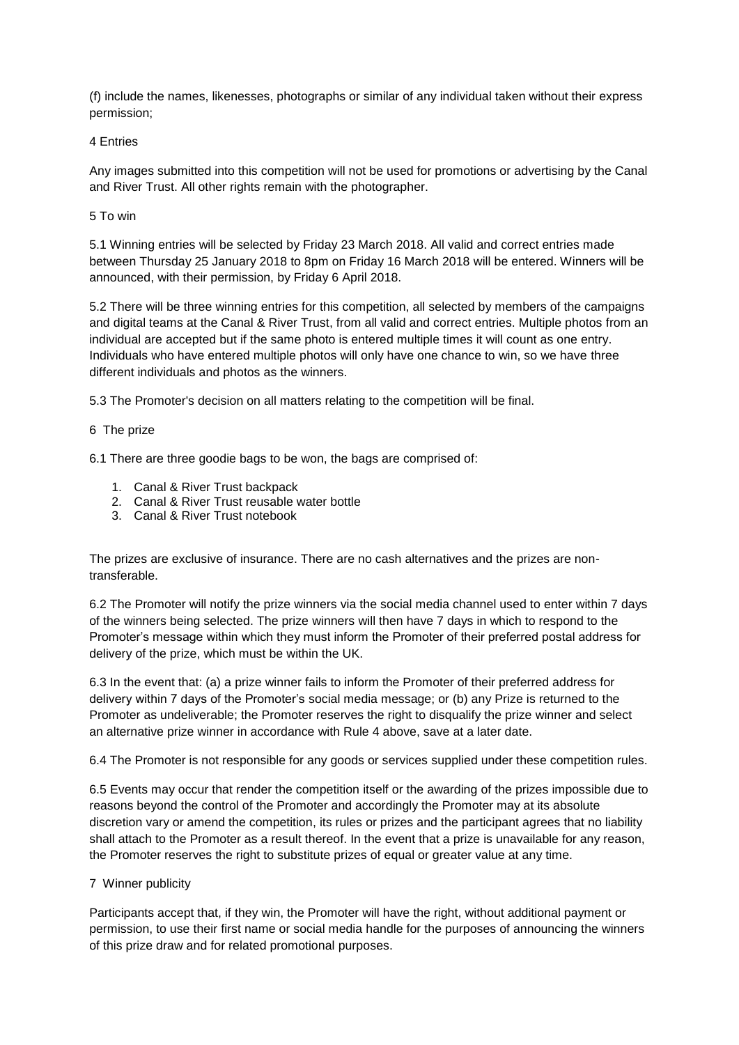(f) include the names, likenesses, photographs or similar of any individual taken without their express permission;

## 4 Entries

Any images submitted into this competition will not be used for promotions or advertising by the Canal and River Trust. All other rights remain with the photographer.

## 5 To win

5.1 Winning entries will be selected by Friday 23 March 2018. All valid and correct entries made between Thursday 25 January 2018 to 8pm on Friday 16 March 2018 will be entered. Winners will be announced, with their permission, by Friday 6 April 2018.

5.2 There will be three winning entries for this competition, all selected by members of the campaigns and digital teams at the Canal & River Trust, from all valid and correct entries. Multiple photos from an individual are accepted but if the same photo is entered multiple times it will count as one entry. Individuals who have entered multiple photos will only have one chance to win, so we have three different individuals and photos as the winners.

5.3 The Promoter's decision on all matters relating to the competition will be final.

## 6 The prize

6.1 There are three goodie bags to be won, the bags are comprised of:

1. Canal & River Trust backpack
2. Canal & River Trust reusable water bottle
3. Canal & River Trust notebook

The prizes are exclusive of insurance. There are no cash alternatives and the prizes are non-transferable.

6.2 The Promoter will notify the prize winners via the social media channel used to enter within 7 days of the winners being selected. The prize winners will then have 7 days in which to respond to the Promoter's message within which they must inform the Promoter of their preferred postal address for delivery of the prize, which must be within the UK.

6.3 In the event that: (a) a prize winner fails to inform the Promoter of their preferred address for delivery within 7 days of the Promoter's social media message; or (b) any Prize is returned to the Promoter as undeliverable; the Promoter reserves the right to disqualify the prize winner and select an alternative prize winner in accordance with Rule 4 above, save at a later date.

6.4 The Promoter is not responsible for any goods or services supplied under these competition rules.

6.5 Events may occur that render the competition itself or the awarding of the prizes impossible due to reasons beyond the control of the Promoter and accordingly the Promoter may at its absolute discretion vary or amend the competition, its rules or prizes and the participant agrees that no liability shall attach to the Promoter as a result thereof. In the event that a prize is unavailable for any reason, the Promoter reserves the right to substitute prizes of equal or greater value at any time.

## 7 Winner publicity

Participants accept that, if they win, the Promoter will have the right, without additional payment or permission, to use their first name or social media handle for the purposes of announcing the winners of this prize draw and for related promotional purposes.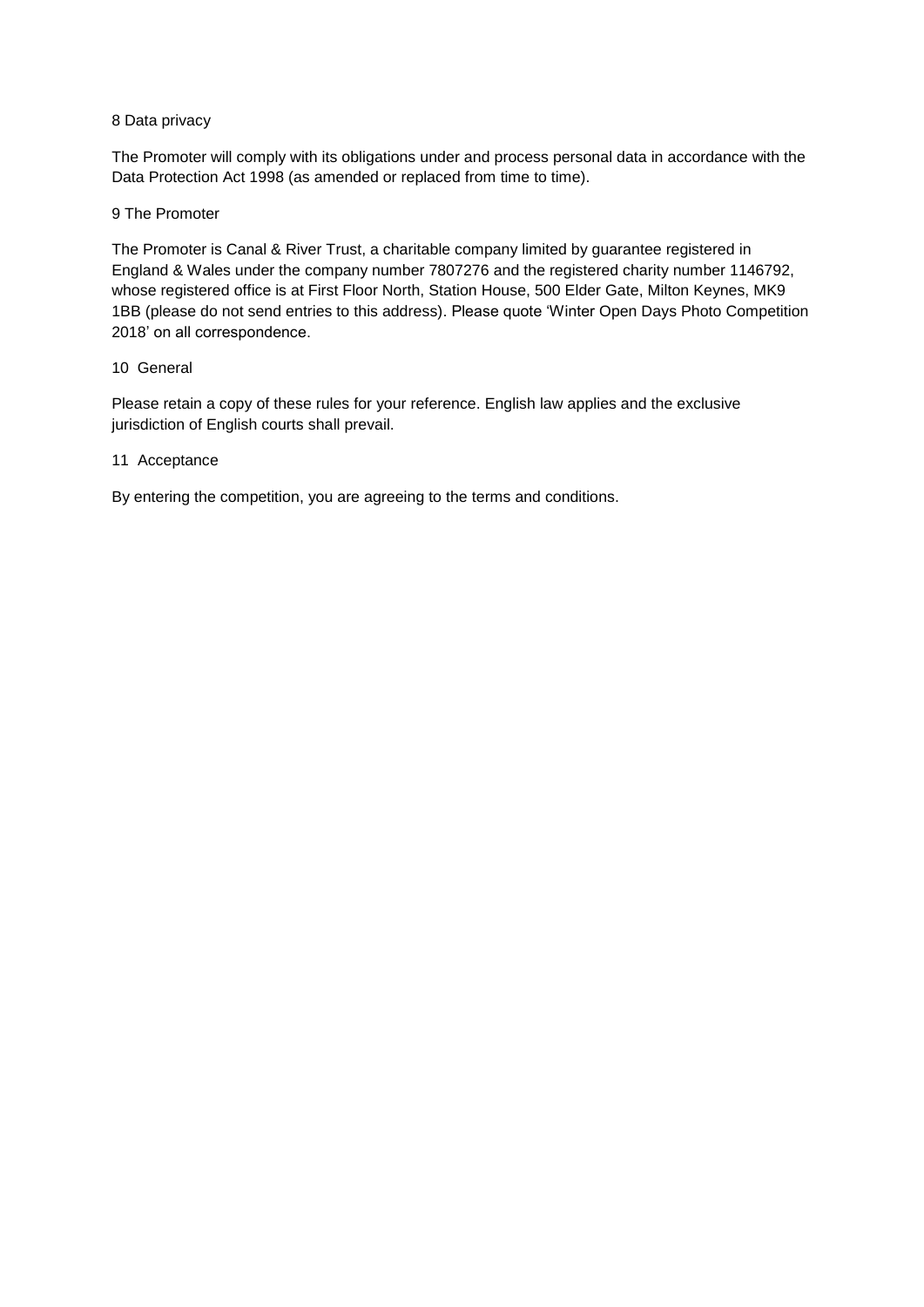## 8 Data privacy

The Promoter will comply with its obligations under and process personal data in accordance with the Data Protection Act 1998 (as amended or replaced from time to time).

## 9 The Promoter

The Promoter is Canal & River Trust, a charitable company limited by guarantee registered in England & Wales under the company number 7807276 and the registered charity number 1146792, whose registered office is at First Floor North, Station House, 500 Elder Gate, Milton Keynes, MK9 1BB (please do not send entries to this address). Please quote 'Winter Open Days Photo Competition 2018' on all correspondence.

## 10 General

Please retain a copy of these rules for your reference. English law applies and the exclusive jurisdiction of English courts shall prevail.

## 11 Acceptance

By entering the competition, you are agreeing to the terms and conditions.